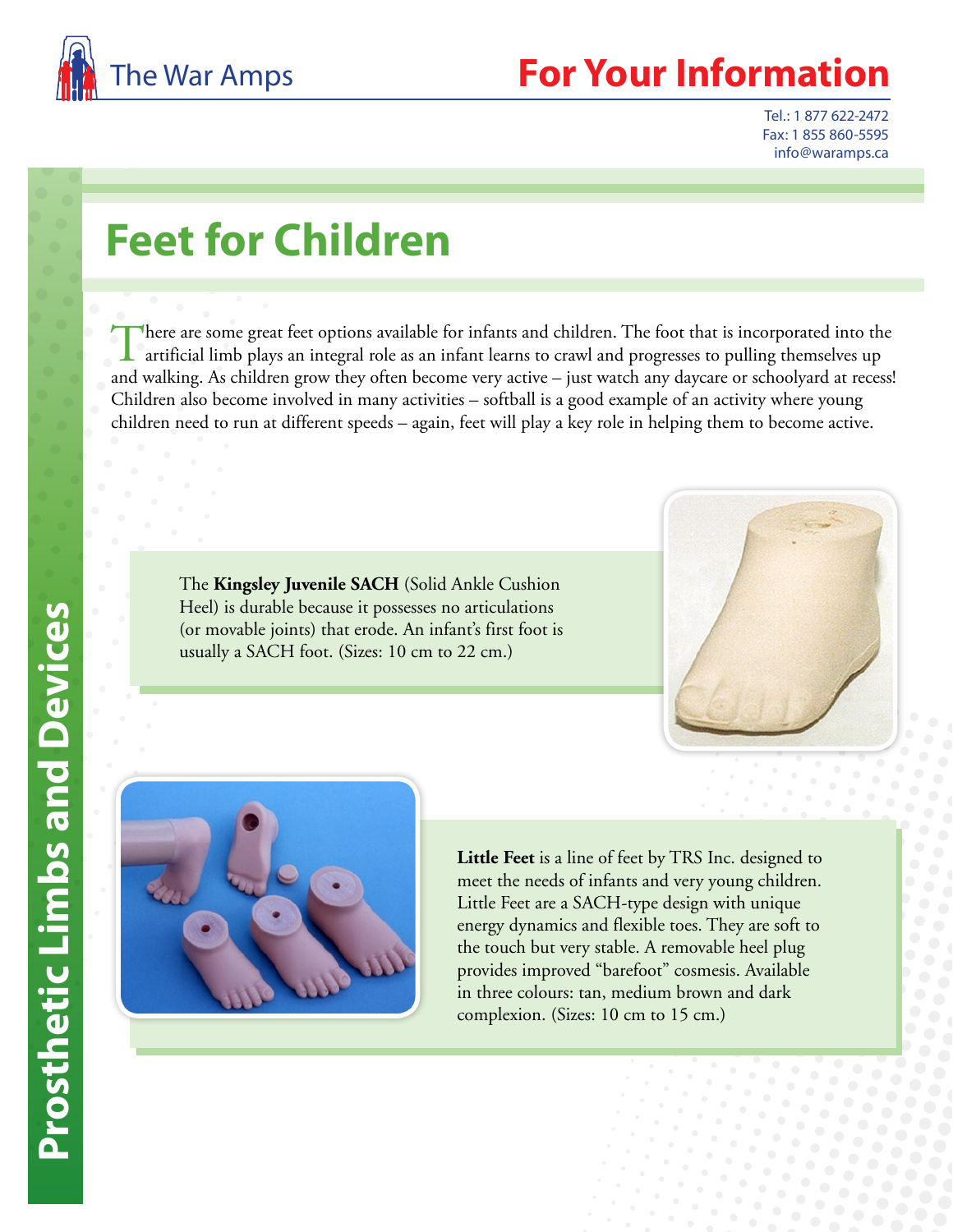The War Amps

# For Your Information

Tel.: 1 877 622-2472
Fax: 1 855 860-5595
info@waramps.ca

Prosthetic Limbs and Devices

## Feet for Children

There are some great feet options available for infants and children. The foot that is incorporated into the artificial limb plays an integral role as an infant learns to crawl and progresses to pulling themselves up and walking. As children grow they often become very active – just watch any daycare or schoolyard at recess! Children also become involved in many activities – softball is a good example of an activity where young children need to run at different speeds – again, feet will play a key role in helping them to become active.

The **Kingsley Juvenile SACH** (Solid Ankle Cushion Heel) is durable because it possesses no articulations (or movable joints) that erode. An infant's first foot is usually a SACH foot. (Sizes: 10 cm to 22 cm.)

**Little Feet** is a line of feet by TRS Inc. designed to meet the needs of infants and very young children. Little Feet are a SACH-type design with unique energy dynamics and flexible toes. They are soft to the touch but very stable. A removable heel plug provides improved "barefoot" cosmesis. Available in three colours: tan, medium brown and dark complexion. (Sizes: 10 cm to 15 cm.)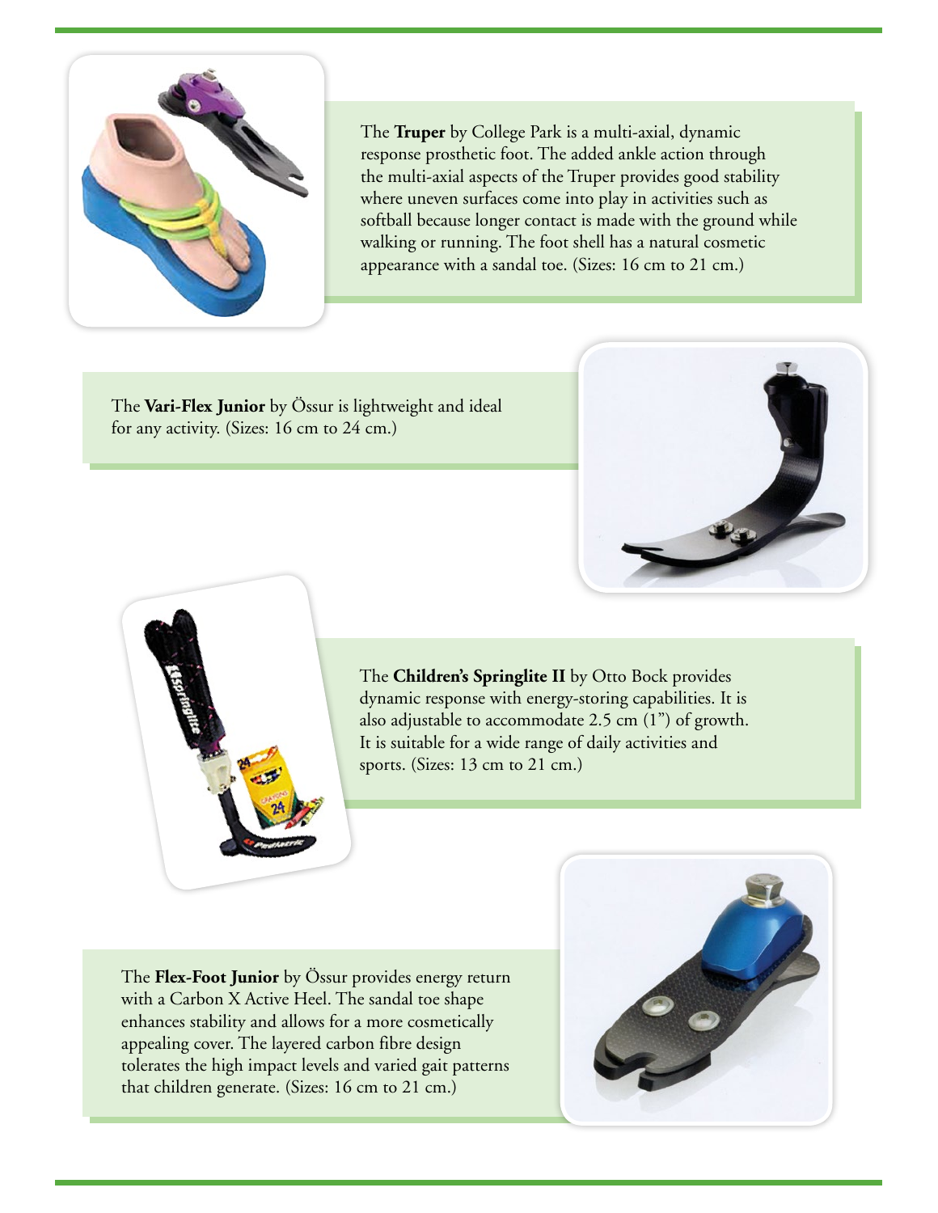The **Truper** by College Park is a multi-axial, dynamic response prosthetic foot. The added ankle action through the multi-axial aspects of the Truper provides good stability where uneven surfaces come into play in activities such as softball because longer contact is made with the ground while walking or running. The foot shell has a natural cosmetic appearance with a sandal toe. (Sizes: 16 cm to 21 cm.)

The **Vari-Flex Junior** by Össur is lightweight and ideal for any activity. (Sizes: 16 cm to 24 cm.)

The **Children's Springlite II** by Otto Bock provides dynamic response with energy-storing capabilities. It is also adjustable to accommodate 2.5 cm (1") of growth. It is suitable for a wide range of daily activities and sports. (Sizes: 13 cm to 21 cm.)

The **Flex-Foot Junior** by Össur provides energy return with a Carbon X Active Heel. The sandal toe shape enhances stability and allows for a more cosmetically appealing cover. The layered carbon fibre design tolerates the high impact levels and varied gait patterns that children generate. (Sizes: 16 cm to 21 cm.)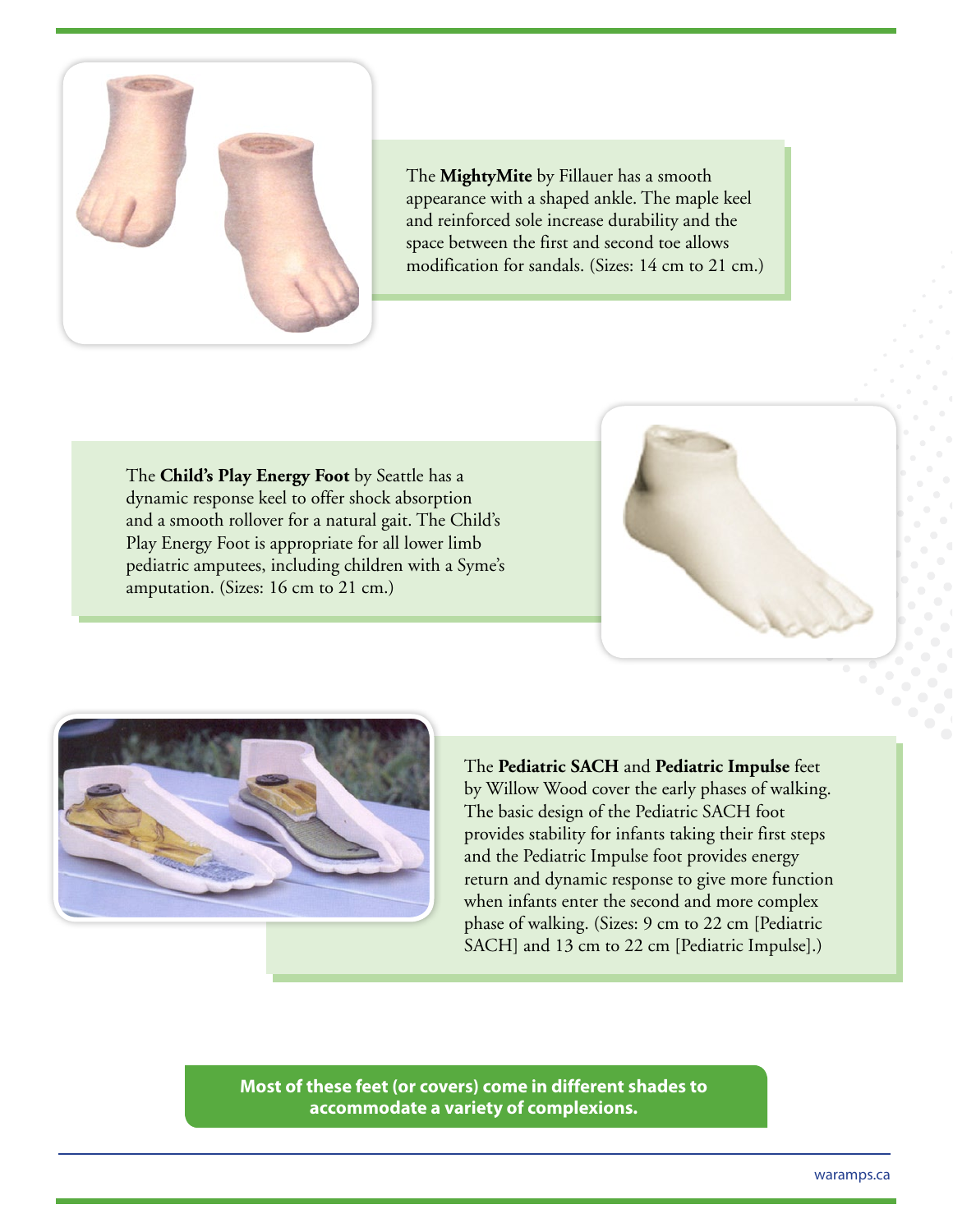The **MightyMite** by Fillauer has a smooth appearance with a shaped ankle. The maple keel and reinforced sole increase durability and the space between the first and second toe allows modification for sandals. (Sizes: 14 cm to 21 cm.)

The **Child's Play Energy Foot** by Seattle has a dynamic response keel to offer shock absorption and a smooth rollover for a natural gait. The Child's Play Energy Foot is appropriate for all lower limb pediatric amputees, including children with a Syme's amputation. (Sizes: 16 cm to 21 cm.)

The **Pediatric SACH** and **Pediatric Impulse** feet by Willow Wood cover the early phases of walking. The basic design of the Pediatric SACH foot provides stability for infants taking their first steps and the Pediatric Impulse foot provides energy return and dynamic response to give more function when infants enter the second and more complex phase of walking. (Sizes: 9 cm to 22 cm [Pediatric SACH] and 13 cm to 22 cm [Pediatric Impulse].)

**Most of these feet (or covers) come in different shades to accommodate a variety of complexions.**